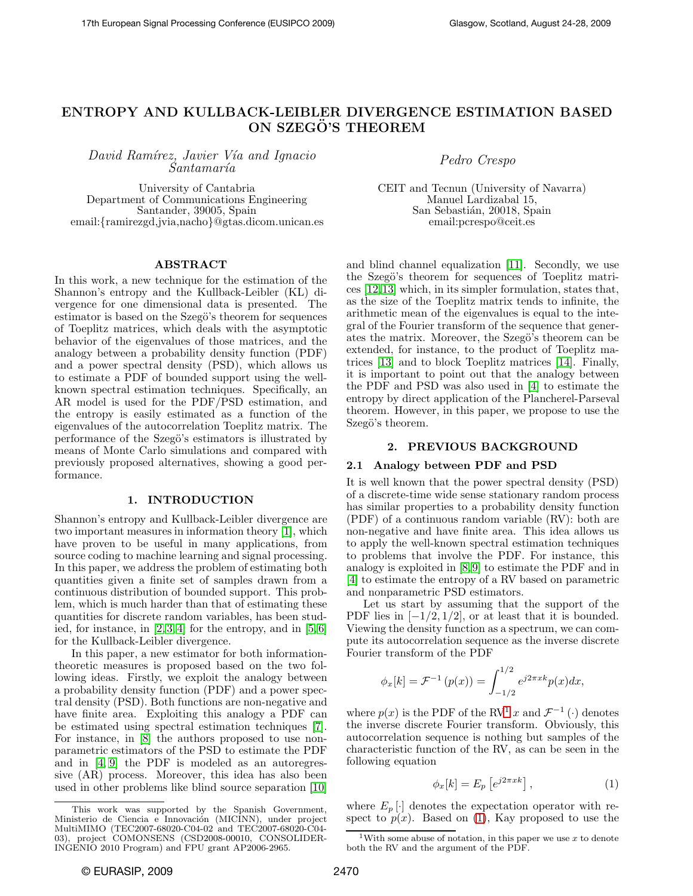# ENTROPY AND KULLBACK-LEIBLER DIVERGENCE ESTIMATION BASED ON SZEGÖ'S THEOREM

*David Ramírez, Javier Vía and Ignacio Santamaría*

University of Cantabria
Department of Communications Engineering
Santander, 39005, Spain
email:{ramirezgd,jvia,nacho}@gtas.dicom.unican.es

*Pedro Crespo*

CEIT and Tecnun (University of Navarra)
Manuel Lardizabal 15,
San Sebastián, 20018, Spain
email:pcrespo@ceit.es

## ABSTRACT

In this work, a new technique for the estimation of the Shannon's entropy and the Kullback-Leibler (KL) divergence for one dimensional data is presented. The estimator is based on the Szegö's theorem for sequences of Toeplitz matrices, which deals with the asymptotic behavior of the eigenvalues of those matrices, and the analogy between a probability density function (PDF) and a power spectral density (PSD), which allows us to estimate a PDF of bounded support using the well-known spectral estimation techniques. Specifically, an AR model is used for the PDF/PSD estimation, and the entropy is easily estimated as a function of the eigenvalues of the autocorrelation Toeplitz matrix. The performance of the Szegö's estimators is illustrated by means of Monte Carlo simulations and compared with previously proposed alternatives, showing a good performance.

## 1. INTRODUCTION

Shannon's entropy and Kullback-Leibler divergence are two important measures in information theory [1], which have proven to be useful in many applications, from source coding to machine learning and signal processing. In this paper, we address the problem of estimating both quantities given a finite set of samples drawn from a continuous distribution of bounded support. This problem, which is much harder than that of estimating these quantities for discrete random variables, has been studied, for instance, in [2,3,4] for the entropy, and in [5,6] for the Kullback-Leibler divergence.

In this paper, a new estimator for both information-theoretic measures is proposed based on the two following ideas. Firstly, we exploit the analogy between a probability density function (PDF) and a power spectral density (PSD). Both functions are non-negative and have finite area. Exploiting this analogy a PDF can be estimated using spectral estimation techniques [7]. For instance, in [8] the authors proposed to use nonparametric estimators of the PSD to estimate the PDF and in [4,9] the PDF is modeled as an autoregressive (AR) process. Moreover, this idea has also been used in other problems like blind source separation [10] and blind channel equalization [11]. Secondly, we use the Szegö's theorem for sequences of Toeplitz matrices [12,13] which, in its simpler formulation, states that, as the size of the Toeplitz matrix tends to infinite, the arithmetic mean of the eigenvalues is equal to the integral of the Fourier transform of the sequence that generates the matrix. Moreover, the Szegö's theorem can be extended, for instance, to the product of Toeplitz matrices [13] and to block Toeplitz matrices [14]. Finally, it is important to point out that the analogy between the PDF and PSD was also used in [4] to estimate the entropy by direct application of the Plancherel-Parseval theorem. However, in this paper, we propose to use the Szegö's theorem.

## 2. PREVIOUS BACKGROUND

### 2.1 Analogy between PDF and PSD

It is well known that the power spectral density (PSD) of a discrete-time wide sense stationary random process has similar properties to a probability density function (PDF) of a continuous random variable (RV): both are non-negative and have finite area. This idea allows us to apply the well-known spectral estimation techniques to problems that involve the PDF. For instance, this analogy is exploited in [8,9] to estimate the PDF and in [4] to estimate the entropy of a RV based on parametric and nonparametric PSD estimators.

Let us start by assuming that the support of the PDF lies in $[-1/2, 1/2]$, or at least that it is bounded. Viewing the density function as a spectrum, we can compute its autocorrelation sequence as the inverse discrete Fourier transform of the PDF

$$\phi_x[k] = \mathcal{F}^{-1}(p(x)) = \int_{-1/2}^{1/2} e^{j2\pi xk} p(x) dx,$$

where $p(x)$ is the PDF of the RV[1] $x$ and $\mathcal{F}^{-1}(\cdot)$ denotes the inverse discrete Fourier transform. Obviously, this autocorrelation sequence is nothing but samples of the characteristic function of the RV, as can be seen in the following equation

$$\phi_x[k] = E_p\left[e^{j2\pi xk}\right], \tag{1}$$

where $E_p[\cdot]$ denotes the expectation operator with respect to $p(x)$. Based on (1), Kay proposed to use the

[1] With some abuse of notation, in this paper we use $x$ to denote both the RV and the argument of the PDF.

This work was supported by the Spanish Government, Ministerio de Ciencia e Innovación (MICINN), under project MultiMIMO (TEC2007-68020-C04-02 and TEC2007-68020-C04-03), project COMONSENS (CSD2008-00010, CONSOLIDER-INGENIO 2010 Program) and FPU grant AP2006-2965.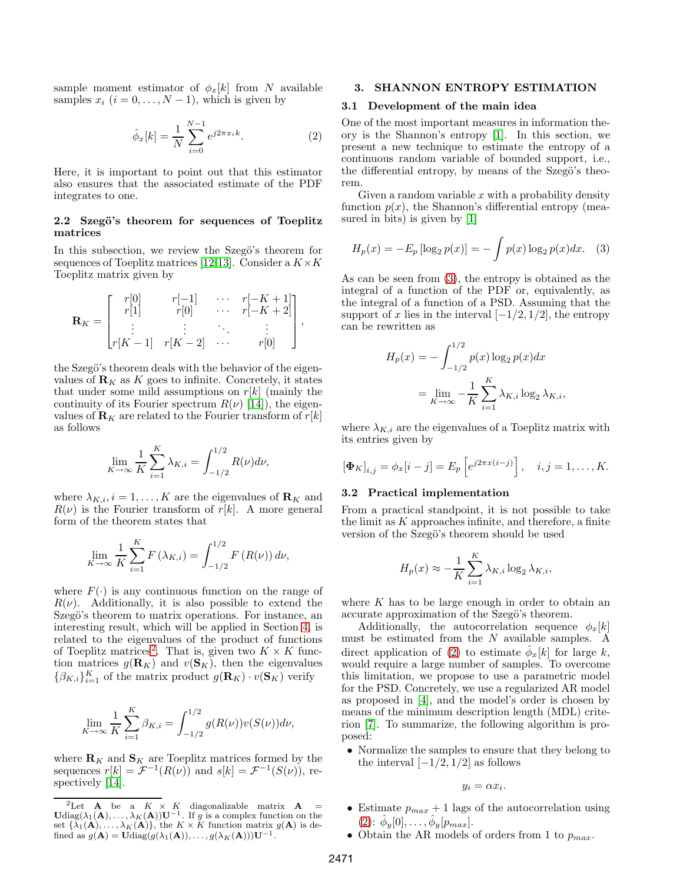sample moment estimator of $\phi_x[k]$ from $N$ available samples $x_i$ $(i = 0, \ldots, N-1)$, which is given by

$$\hat{\phi}_x[k] = \frac{1}{N}\sum_{i=0}^{N-1} e^{j2\pi x_i k}. \quad (2)$$

Here, it is important to point out that this estimator also ensures that the associated estimate of the PDF integrates to one.

### 2.2 Szegö's theorem for sequences of Toeplitz matrices

In this subsection, we review the Szegö's theorem for sequences of Toeplitz matrices [12,13]. Consider a $K \times K$ Toeplitz matrix given by

$$\mathbf{R}_K = \begin{bmatrix} r[0] & r[-1] & \cdots & r[-K+1] \\ r[1] & r[0] & \cdots & r[-K+2] \\ \vdots & \vdots & \ddots & \vdots \\ r[K-1] & r[K-2] & \cdots & r[0] \end{bmatrix},$$

the Szegö's theorem deals with the behavior of the eigenvalues of $\mathbf{R}_K$ as $K$ goes to infinite. Concretely, it states that under some mild assumptions on $r[k]$ (mainly the continuity of its Fourier spectrum $R(\nu)$ [14]), the eigenvalues of $\mathbf{R}_K$ are related to the Fourier transform of $r[k]$ as follows

$$\lim_{K\to\infty} \frac{1}{K}\sum_{i=1}^{K} \lambda_{K,i} = \int_{-1/2}^{1/2} R(\nu)d\nu,$$

where $\lambda_{K,i}, i = 1, \ldots, K$ are the eigenvalues of $\mathbf{R}_K$ and $R(\nu)$ is the Fourier transform of $r[k]$. A more general form of the theorem states that

$$\lim_{K\to\infty} \frac{1}{K}\sum_{i=1}^{K} F(\lambda_{K,i}) = \int_{-1/2}^{1/2} F(R(\nu))\, d\nu,$$

where $F(\cdot)$ is any continuous function on the range of $R(\nu)$. Additionally, it is also possible to extend the Szegö's theorem to matrix operations. For instance, an interesting result, which will be applied in Section 4, is related to the eigenvalues of the product of functions of Toeplitz matrices[2]. That is, given two $K \times K$ function matrices $g(\mathbf{R}_K)$ and $v(\mathbf{S}_K)$, then the eigenvalues $\{\beta_{K,i}\}_{i=1}^{K}$ of the matrix product $g(\mathbf{R}_K) \cdot v(\mathbf{S}_K)$ verify

$$\lim_{K\to\infty} \frac{1}{K}\sum_{i=1}^{K} \beta_{K,i} = \int_{-1/2}^{1/2} g(R(\nu))v(S(\nu))d\nu,$$

where $\mathbf{R}_K$ and $\mathbf{S}_K$ are Toeplitz matrices formed by the sequences $r[k] = \mathcal{F}^{-1}(R(\nu))$ and $s[k] = \mathcal{F}^{-1}(S(\nu))$, respectively [14].

[2] Let $\mathbf{A}$ be a $K \times K$ diagonalizable matrix $\mathbf{A} = \mathbf{U}\mathrm{diag}(\lambda_1(\mathbf{A}), \ldots, \lambda_K(\mathbf{A}))\mathbf{U}^{-1}$. If $g$ is a complex function on the set $\{\lambda_1(\mathbf{A}), \ldots, \lambda_K(\mathbf{A})\}$, the $K \times K$ function matrix $g(\mathbf{A})$ is defined as $g(\mathbf{A}) = \mathbf{U}\mathrm{diag}(g(\lambda_1(\mathbf{A})), \ldots, g(\lambda_K(\mathbf{A})))\mathbf{U}^{-1}$.

## 3. SHANNON ENTROPY ESTIMATION

### 3.1 Development of the main idea

One of the most important measures in information theory is the Shannon's entropy [1]. In this section, we present a new technique to estimate the entropy of a continuous random variable of bounded support, i.e., the differential entropy, by means of the Szegö's theorem.

Given a random variable $x$ with a probability density function $p(x)$, the Shannon's differential entropy (measured in bits) is given by [1]

$$H_p(x) = -E_p[\log_2 p(x)] = -\int p(x)\log_2 p(x)dx. \quad (3)$$

As can be seen from (3), the entropy is obtained as the integral of a function of the PDF or, equivalently, as the integral of a function of a PSD. Assuming that the support of $x$ lies in the interval $[-1/2, 1/2]$, the entropy can be rewritten as

$$\begin{aligned} H_p(x) &= -\int_{-1/2}^{1/2} p(x)\log_2 p(x)dx \\ &= \lim_{K\to\infty} -\frac{1}{K}\sum_{i=1}^{K} \lambda_{K,i}\log_2 \lambda_{K,i}, \end{aligned}$$

where $\lambda_{K,i}$ are the eigenvalues of a Toeplitz matrix with its entries given by

$$[\mathbf{\Phi}_K]_{i,j} = \phi_x[i-j] = E_p\left[e^{j2\pi x(i-j)}\right], \quad i,j = 1, \ldots, K.$$

### 3.2 Practical implementation

From a practical standpoint, it is not possible to take the limit as $K$ approaches infinite, and therefore, a finite version of the Szegö's theorem should be used

$$H_p(x) \approx -\frac{1}{K}\sum_{i=1}^{K} \lambda_{K,i}\log_2 \lambda_{K,i},$$

where $K$ has to be large enough in order to obtain an accurate approximation of the Szegö's theorem.

Additionally, the autocorrelation sequence $\phi_x[k]$ must be estimated from the $N$ available samples. A direct application of (2) to estimate $\hat{\phi}_x[k]$ for large $k$, would require a large number of samples. To overcome this limitation, we propose to use a parametric model for the PSD. Concretely, we use a regularized AR model as proposed in [4], and the model's order is chosen by means of the minimum description length (MDL) criterion [7]. To summarize, the following algorithm is proposed:

- Normalize the samples to ensure that they belong to the interval $[-1/2, 1/2]$ as follows

$$y_i = \alpha x_i.$$

- Estimate $p_{max} + 1$ lags of the autocorrelation using (2): $\hat{\phi}_y[0], \ldots, \hat{\phi}_y[p_{max}]$.
- Obtain the AR models of orders from 1 to $p_{max}$.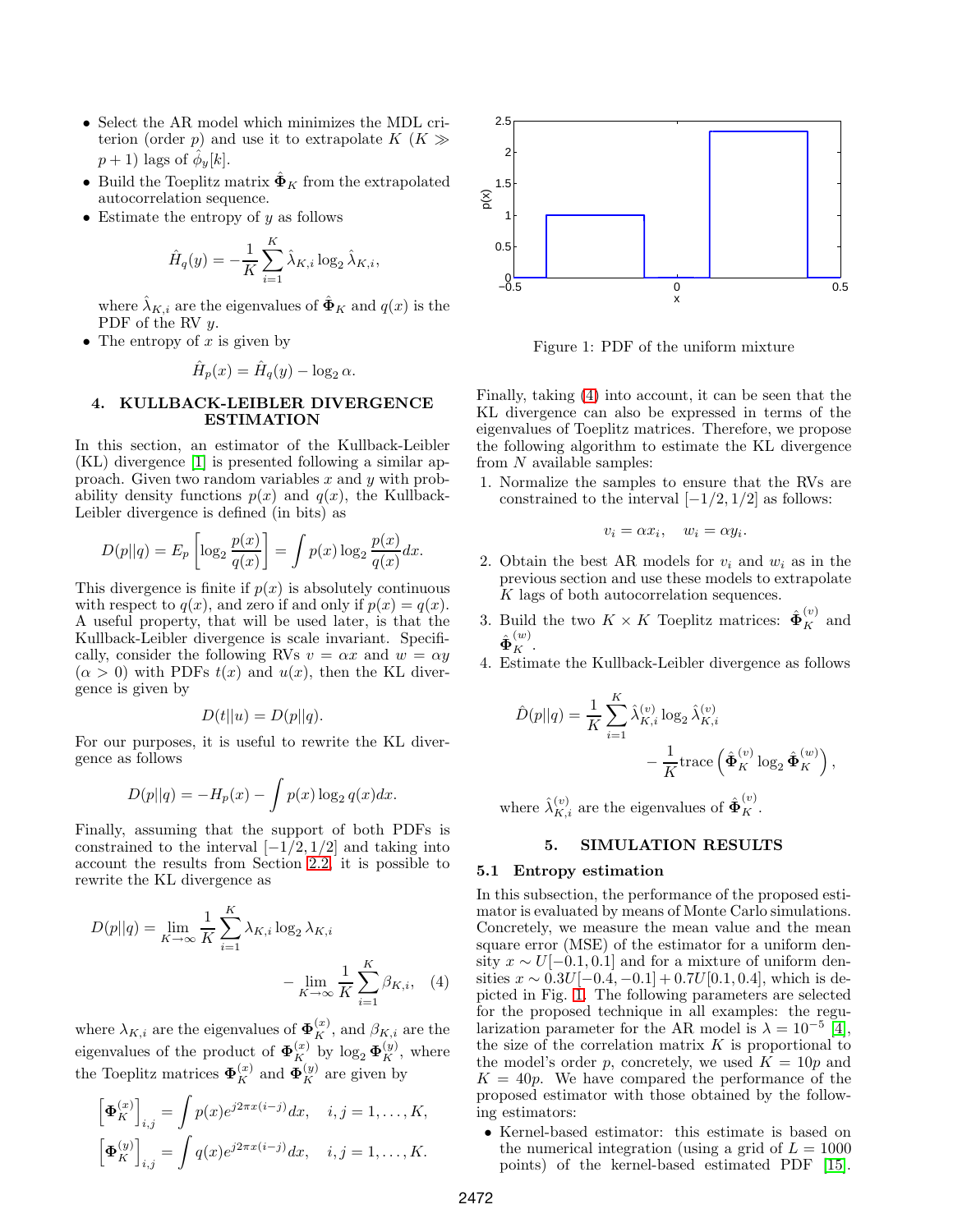- Select the AR model which minimizes the MDL criterion (order $p$) and use it to extrapolate $K$ ($K \gg p+1$) lags of $\hat{\phi}_y[k]$.
- Build the Toeplitz matrix $\hat{\mathbf{\Phi}}_K$ from the extrapolated autocorrelation sequence.
- Estimate the entropy of $y$ as follows

$$\hat{H}_q(y) = -\frac{1}{K}\sum_{i=1}^{K} \hat{\lambda}_{K,i} \log_2 \hat{\lambda}_{K,i},$$

  where $\hat{\lambda}_{K,i}$ are the eigenvalues of $\hat{\mathbf{\Phi}}_K$ and $q(x)$ is the PDF of the RV $y$.
- The entropy of $x$ is given by

$$\hat{H}_p(x) = \hat{H}_q(y) - \log_2 \alpha.$$

## 4. KULLBACK-LEIBLER DIVERGENCE ESTIMATION

In this section, an estimator of the Kullback-Leibler (KL) divergence [1] is presented following a similar approach. Given two random variables $x$ and $y$ with probability density functions $p(x)$ and $q(x)$, the Kullback-Leibler divergence is defined (in bits) as

$$D(p||q) = E_p\left[\log_2 \frac{p(x)}{q(x)}\right] = \int p(x) \log_2 \frac{p(x)}{q(x)} dx.$$

This divergence is finite if $p(x)$ is absolutely continuous with respect to $q(x)$, and zero if and only if $p(x) = q(x)$. A useful property, that will be used later, is that the Kullback-Leibler divergence is scale invariant. Specifically, consider the following RVs $v = \alpha x$ and $w = \alpha y$ ($\alpha > 0$) with PDFs $t(x)$ and $u(x)$, then the KL divergence is given by

$$D(t||u) = D(p||q).$$

For our purposes, it is useful to rewrite the KL divergence as follows

$$D(p||q) = -H_p(x) - \int p(x) \log_2 q(x) dx.$$

Finally, assuming that the support of both PDFs is constrained to the interval $[-1/2, 1/2]$ and taking into account the results from Section 2.2, it is possible to rewrite the KL divergence as

$$D(p||q) = \lim_{K\to\infty} \frac{1}{K}\sum_{i=1}^{K} \lambda_{K,i} \log_2 \lambda_{K,i} - \lim_{K\to\infty} \frac{1}{K}\sum_{i=1}^{K} \beta_{K,i}, \quad (4)$$

where $\lambda_{K,i}$ are the eigenvalues of $\mathbf{\Phi}_K^{(x)}$, and $\beta_{K,i}$ are the eigenvalues of the product of $\mathbf{\Phi}_K^{(x)}$ by $\log_2 \mathbf{\Phi}_K^{(y)}$, where the Toeplitz matrices $\mathbf{\Phi}_K^{(x)}$ and $\mathbf{\Phi}_K^{(y)}$ are given by

$$\left[\mathbf{\Phi}_K^{(x)}\right]_{i,j} = \int p(x) e^{j2\pi x(i-j)} dx, \quad i,j = 1, \ldots, K,$$

$$\left[\mathbf{\Phi}_K^{(y)}\right]_{i,j} = \int q(x) e^{j2\pi x(i-j)} dx, \quad i,j = 1, \ldots, K.$$

p(x)

x

2.5

2

1.5

1

0.5

0

−0.5

0

0.5

Figure 1: PDF of the uniform mixture

Finally, taking (4) into account, it can be seen that the KL divergence can also be expressed in terms of the eigenvalues of Toeplitz matrices. Therefore, we propose the following algorithm to estimate the KL divergence from $N$ available samples:

1. Normalize the samples to ensure that the RVs are constrained to the interval $[-1/2, 1/2]$ as follows:

$$v_i = \alpha x_i, \quad w_i = \alpha y_i.$$

2. Obtain the best AR models for $v_i$ and $w_i$ as in the previous section and use these models to extrapolate $K$ lags of both autocorrelation sequences.
3. Build the two $K \times K$ Toeplitz matrices: $\hat{\mathbf{\Phi}}_K^{(v)}$ and $\hat{\mathbf{\Phi}}_K^{(w)}$.
4. Estimate the Kullback-Leibler divergence as follows

$$\hat{D}(p||q) = \frac{1}{K}\sum_{i=1}^{K} \hat{\lambda}_{K,i}^{(v)} \log_2 \hat{\lambda}_{K,i}^{(v)} - \frac{1}{K}\text{trace}\left(\hat{\mathbf{\Phi}}_K^{(v)} \log_2 \hat{\mathbf{\Phi}}_K^{(w)}\right),$$

   where $\hat{\lambda}_{K,i}^{(v)}$ are the eigenvalues of $\hat{\mathbf{\Phi}}_K^{(v)}$.

## 5. SIMULATION RESULTS

### 5.1 Entropy estimation

In this subsection, the performance of the proposed estimator is evaluated by means of Monte Carlo simulations. Concretely, we measure the mean value and the mean square error (MSE) of the estimator for a uniform density $x \sim U[-0.1, 0.1]$ and for a mixture of uniform densities $x \sim 0.3U[-0.4, -0.1] + 0.7U[0.1, 0.4]$, which is depicted in Fig. 1. The following parameters are selected for the proposed technique in all examples: the regularization parameter for the AR model is $\lambda = 10^{-5}$ [4], the size of the correlation matrix $K$ is proportional to the model's order $p$, concretely, we used $K = 10p$ and $K = 40p$. We have compared the performance of the proposed estimator with those obtained by the following estimators:

- Kernel-based estimator: this estimate is based on the numerical integration (using a grid of $L = 1000$ points) of the kernel-based estimated PDF [15].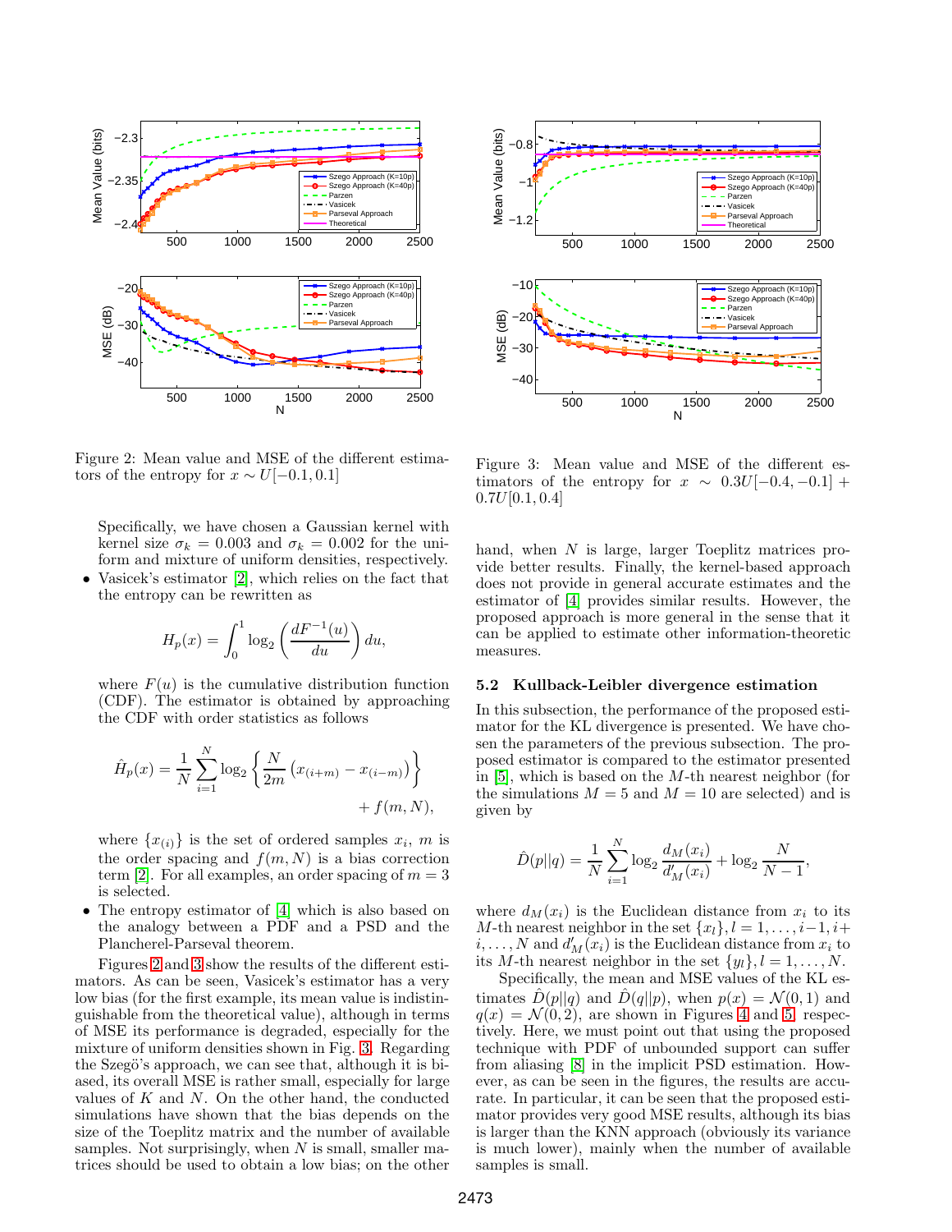Mean Value (bits)
−2.3
−2.35
−2.4
500 1000 1500 2000 2500
Szego Approach (K=10p)
Szego Approach (K=40p)
Parzen
Vasicek
Parseval Approach
Theoretical

MSE (dB)
−20
−30
−40
500 1000 1500 2000 2500
N
Szego Approach (K=10p)
Szego Approach (K=40p)
Parzen
Vasicek
Parseval Approach

Figure 2: Mean value and MSE of the different estimators of the entropy for $x \sim U[-0.1, 0.1]$

Mean Value (bits)
−0.8
−1
−1.2
500 1000 1500 2000 2500
Szego Approach (K=10p)
Szego Approach (K=40p)
Parzen
Vasicek
Parseval Approach
Theoretical

MSE (dB)
−10
−20
−30
−40
500 1000 1500 2000 2500
N
Szego Approach (K=10p)
Szego Approach (K=40p)
Parzen
Vasicek
Parseval Approach

Figure 3: Mean value and MSE of the different estimators of the entropy for $x \sim 0.3U[-0.4, -0.1] + 0.7U[0.1, 0.4]$

Specifically, we have chosen a Gaussian kernel with kernel size $\sigma_k = 0.003$ and $\sigma_k = 0.002$ for the uniform and mixture of uniform densities, respectively.

- Vasicek's estimator [2], which relies on the fact that the entropy can be rewritten as

$$H_p(x) = \int_0^1 \log_2 \left( \frac{dF^{-1}(u)}{du} \right) du,$$

where $F(u)$ is the cumulative distribution function (CDF). The estimator is obtained by approaching the CDF with order statistics as follows

$$\hat{H}_p(x) = \frac{1}{N} \sum_{i=1}^{N} \log_2 \left\{ \frac{N}{2m} \left( x_{(i+m)} - x_{(i-m)} \right) \right\} + f(m, N),$$

where $\{x_{(i)}\}$ is the set of ordered samples $x_i$, $m$ is the order spacing and $f(m, N)$ is a bias correction term [2]. For all examples, an order spacing of $m = 3$ is selected.

- The entropy estimator of [4] which is also based on the analogy between a PDF and a PSD and the Plancherel-Parseval theorem.

Figures 2 and 3 show the results of the different estimators. As can be seen, Vasicek's estimator has a very low bias (for the first example, its mean value is indistinguishable from the theoretical value), although in terms of MSE its performance is degraded, especially for the mixture of uniform densities shown in Fig. 3. Regarding the Szegö's approach, we can see that, although it is biased, its overall MSE is rather small, especially for large values of $K$ and $N$. On the other hand, the conducted simulations have shown that the bias depends on the size of the Toeplitz matrix and the number of available samples. Not surprisingly, when $N$ is small, smaller matrices should be used to obtain a low bias; on the other hand, when $N$ is large, larger Toeplitz matrices provide better results. Finally, the kernel-based approach does not provide in general accurate estimates and the estimator of [4] provides similar results. However, the proposed approach is more general in the sense that it can be applied to estimate other information-theoretic measures.

### 5.2 Kullback-Leibler divergence estimation

In this subsection, the performance of the proposed estimator for the KL divergence is presented. We have chosen the parameters of the previous subsection. The proposed estimator is compared to the estimator presented in [5], which is based on the $M$-th nearest neighbor (for the simulations $M = 5$ and $M = 10$ are selected) and is given by

$$\hat{D}(p||q) = \frac{1}{N} \sum_{i=1}^{N} \log_2 \frac{d_M(x_i)}{d'_M(x_i)} + \log_2 \frac{N}{N-1},$$

where $d_M(x_i)$ is the Euclidean distance from $x_i$ to its $M$-th nearest neighbor in the set $\{x_l\}, l = 1, \ldots, i-1, i+i, \ldots, N$ and $d'_M(x_i)$ is the Euclidean distance from $x_i$ to its $M$-th nearest neighbor in the set $\{y_l\}, l = 1, \ldots, N$.

Specifically, the mean and MSE values of the KL estimates $\hat{D}(p||q)$ and $\hat{D}(q||p)$, when $p(x) = \mathcal{N}(0, 1)$ and $q(x) = \mathcal{N}(0, 2)$, are shown in Figures 4 and 5, respectively. Here, we must point out that using the proposed technique with PDF of unbounded support can suffer from aliasing [8] in the implicit PSD estimation. However, as can be seen in the figures, the results are accurate. In particular, it can be seen that the proposed estimator provides very good MSE results, although its bias is larger than the KNN approach (obviously its variance is much lower), mainly when the number of available samples is small.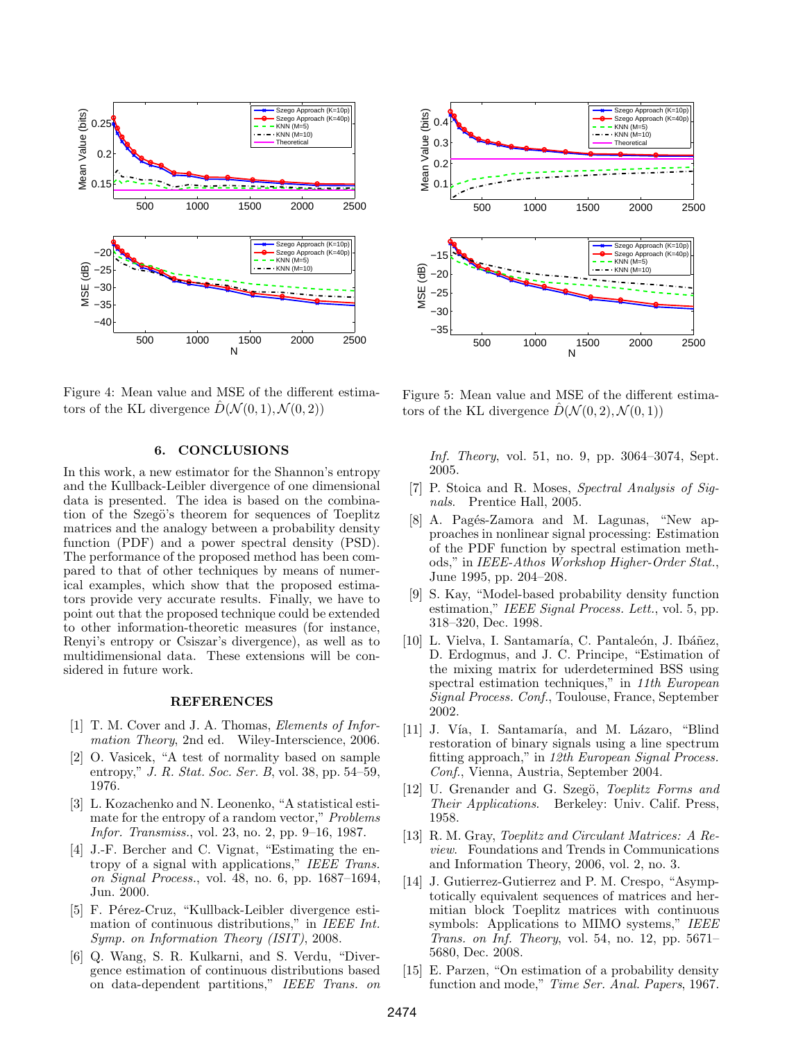Mean Value (bits)

0.25

0.2

0.15

500 1000 1500 2000 2500

Szego Approach (K=10p)
Szego Approach (K=40p)
KNN (M=5)
KNN (M=10)
Theoretical

MSE (dB)

−20
−25
−30
−35
−40

500 1000 1500 2000 2500

N

Szego Approach (K=10p)
Szego Approach (K=40p)
KNN (M=5)
KNN (M=10)

Figure 4: Mean value and MSE of the different estimators of the KL divergence $\hat{D}(\mathcal{N}(0,1), \mathcal{N}(0,2))$

Mean Value (bits)

0.4
0.3
0.2
0.1

500 1000 1500 2000 2500

Szego Approach (K=10p)
Szego Approach (K=40p)
KNN (M=5)
KNN (M=10)
Theoretical

MSE (dB)

−15
−20
−25
−30
−35

500 1000 1500 2000 2500

N

Szego Approach (K=10p)
Szego Approach (K=40p)
KNN (M=5)
KNN (M=10)

Figure 5: Mean value and MSE of the different estimators of the KL divergence $\hat{D}(\mathcal{N}(0,2), \mathcal{N}(0,1))$

## 6. CONCLUSIONS

In this work, a new estimator for the Shannon's entropy and the Kullback-Leibler divergence of one dimensional data is presented. The idea is based on the combination of the Szegö's theorem for sequences of Toeplitz matrices and the analogy between a probability density function (PDF) and a power spectral density (PSD). The performance of the proposed method has been compared to that of other techniques by means of numerical examples, which show that the proposed estimators provide very accurate results. Finally, we have to point out that the proposed technique could be extended to other information-theoretic measures (for instance, Renyi's entropy or Csiszar's divergence), as well as to multidimensional data. These extensions will be considered in future work.

## REFERENCES

[1] T. M. Cover and J. A. Thomas, *Elements of Information Theory*, 2nd ed. Wiley-Interscience, 2006.

[2] O. Vasicek, "A test of normality based on sample entropy," *J. R. Stat. Soc. Ser. B*, vol. 38, pp. 54–59, 1976.

[3] L. Kozachenko and N. Leonenko, "A statistical estimate for the entropy of a random vector," *Problems Infor. Transmiss.*, vol. 23, no. 2, pp. 9–16, 1987.

[4] J.-F. Bercher and C. Vignat, "Estimating the entropy of a signal with applications," *IEEE Trans. on Signal Process.*, vol. 48, no. 6, pp. 1687–1694, Jun. 2000.

[5] F. Pérez-Cruz, "Kullback-Leibler divergence estimation of continuous distributions," in *IEEE Int. Symp. on Information Theory (ISIT)*, 2008.

[6] Q. Wang, S. R. Kulkarni, and S. Verdu, "Divergence estimation of continuous distributions based on data-dependent partitions," *IEEE Trans. on Inf. Theory*, vol. 51, no. 9, pp. 3064–3074, Sept. 2005.

[7] P. Stoica and R. Moses, *Spectral Analysis of Signals*. Prentice Hall, 2005.

[8] A. Pagés-Zamora and M. Lagunas, "New approaches in nonlinear signal processing: Estimation of the PDF function by spectral estimation methods," in *IEEE-Athos Workshop Higher-Order Stat.*, June 1995, pp. 204–208.

[9] S. Kay, "Model-based probability density function estimation," *IEEE Signal Process. Lett.*, vol. 5, pp. 318–320, Dec. 1998.

[10] L. Vielva, I. Santamaría, C. Pantaleón, J. Ibáñez, D. Erdogmus, and J. C. Principe, "Estimation of the mixing matrix for uderdetermined BSS using spectral estimation techniques," in *11th European Signal Process. Conf.*, Toulouse, France, September 2002.

[11] J. Vía, I. Santamaría, and M. Lázaro, "Blind restoration of binary signals using a line spectrum fitting approach," in *12th European Signal Process. Conf.*, Vienna, Austria, September 2004.

[12] U. Grenander and G. Szegö, *Toeplitz Forms and Their Applications*. Berkeley: Univ. Calif. Press, 1958.

[13] R. M. Gray, *Toeplitz and Circulant Matrices: A Review*. Foundations and Trends in Communications and Information Theory, 2006, vol. 2, no. 3.

[14] J. Gutierrez-Gutierrez and P. M. Crespo, "Asymptotically equivalent sequences of matrices and hermitian block Toeplitz matrices with continuous symbols: Applications to MIMO systems," *IEEE Trans. on Inf. Theory*, vol. 54, no. 12, pp. 5671–5680, Dec. 2008.

[15] E. Parzen, "On estimation of a probability density function and mode," *Time Ser. Anal. Papers*, 1967.